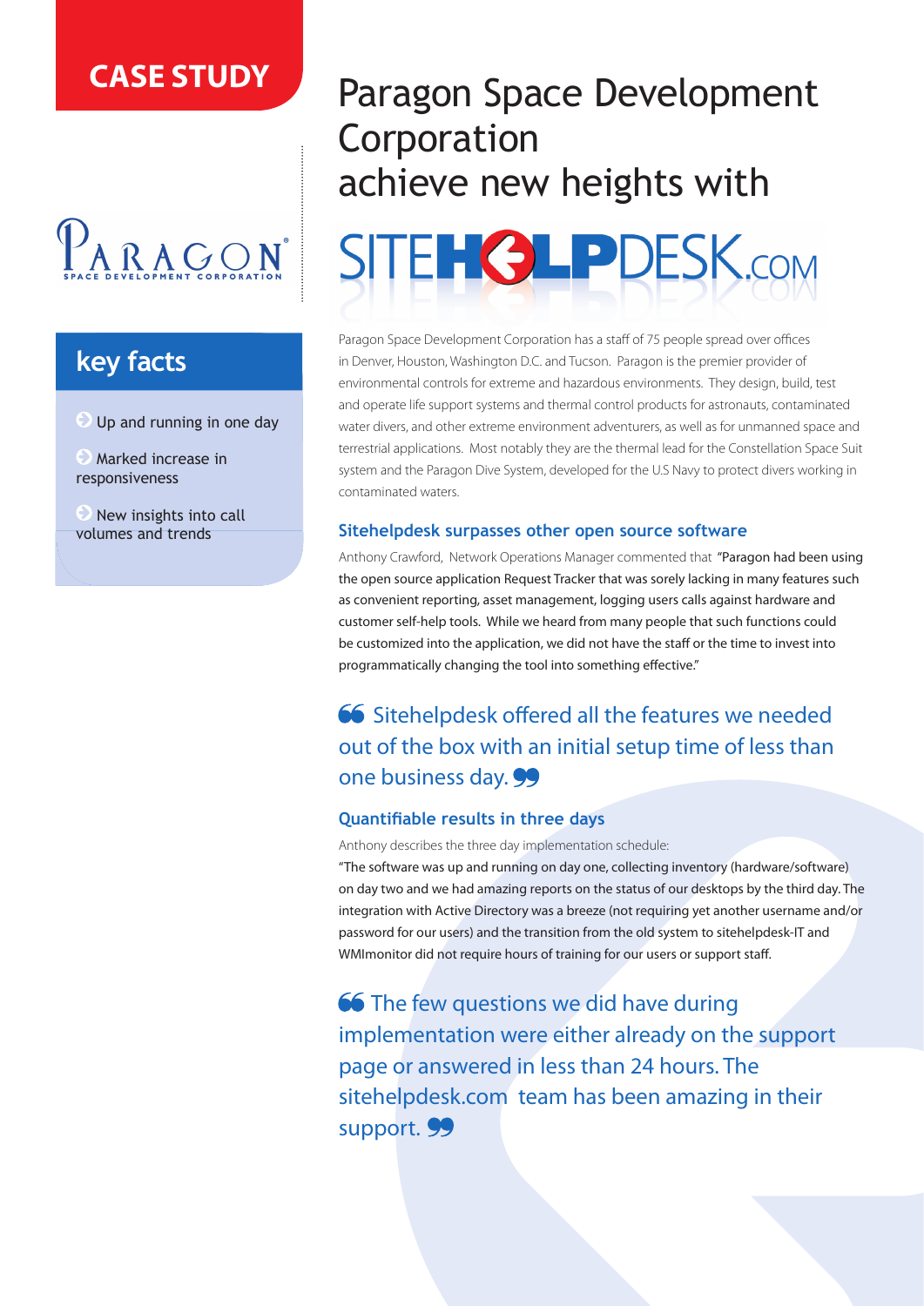**CASE STUDY**

PARAGON
SPACE DEVELOPMENT CORPORATION

## key facts

- Up and running in one day
- Marked increase in responsiveness
- New insights into call volumes and trends

# Paragon Space Development Corporation achieve new heights with SITEHELPDESK.COM

Paragon Space Development Corporation has a staff of 75 people spread over offices in Denver, Houston, Washington D.C. and Tucson. Paragon is the premier provider of environmental controls for extreme and hazardous environments. They design, build, test and operate life support systems and thermal control products for astronauts, contaminated water divers, and other extreme environment adventurers, as well as for unmanned space and terrestrial applications. Most notably they are the thermal lead for the Constellation Space Suit system and the Paragon Dive System, developed for the U.S Navy to protect divers working in contaminated waters.

### Sitehelpdesk surpasses other open source software

Anthony Crawford, Network Operations Manager commented that "Paragon had been using the open source application Request Tracker that was sorely lacking in many features such as convenient reporting, asset management, logging users calls against hardware and customer self-help tools. While we heard from many people that such functions could be customized into the application, we did not have the staff or the time to invest into programmatically changing the tool into something effective."

> Sitehelpdesk offered all the features we needed out of the box with an initial setup time of less than one business day.

### Quantifiable results in three days

Anthony describes the three day implementation schedule:

"The software was up and running on day one, collecting inventory (hardware/software) on day two and we had amazing reports on the status of our desktops by the third day. The integration with Active Directory was a breeze (not requiring yet another username and/or password for our users) and the transition from the old system to sitehelpdesk-IT and WMImonitor did not require hours of training for our users or support staff.

> The few questions we did have during implementation were either already on the support page or answered in less than 24 hours. The sitehelpdesk.com team has been amazing in their support.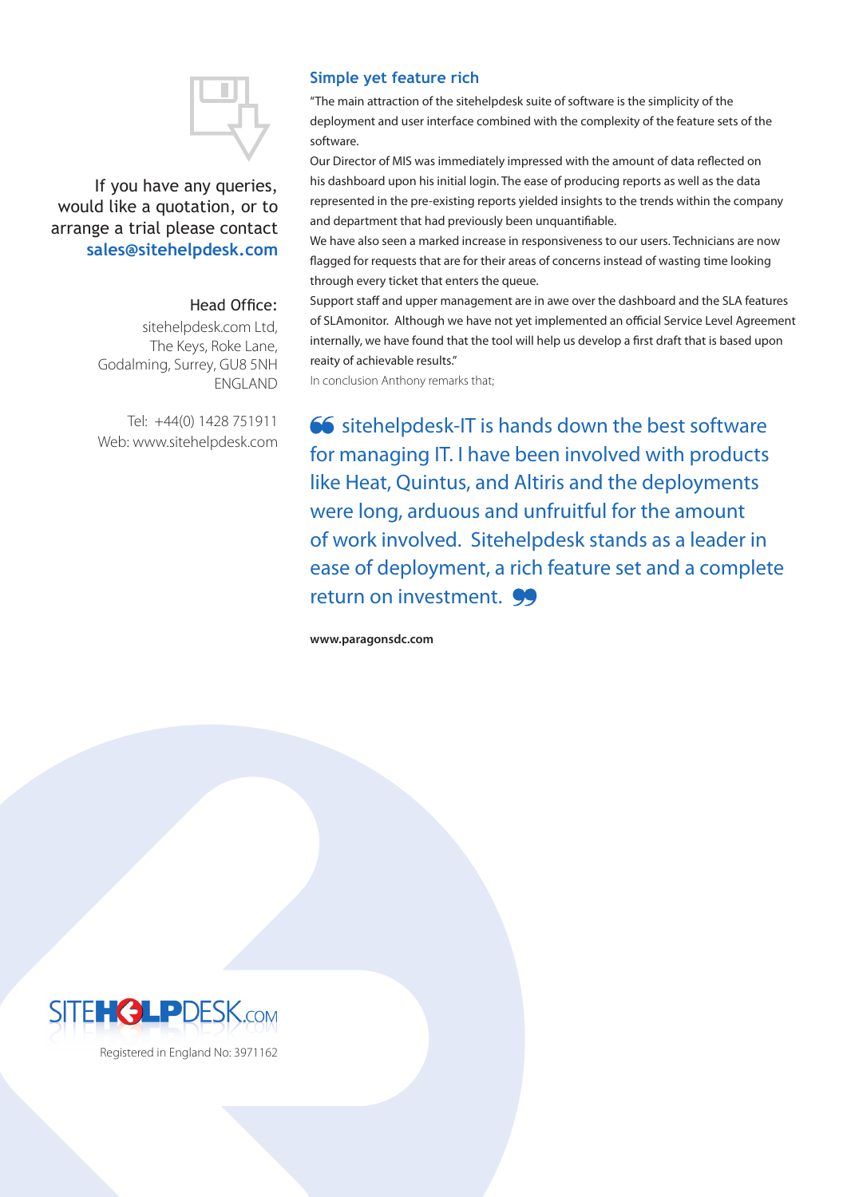If you have any queries, would like a quotation, or to arrange a trial please contact **sales@sitehelpdesk.com**

Head Office:

sitehelpdesk.com Ltd,
The Keys, Roke Lane,
Godalming, Surrey, GU8 5NH
ENGLAND

Tel: +44(0) 1428 751911
Web: www.sitehelpdesk.com

## Simple yet feature rich

"The main attraction of the sitehelpdesk suite of software is the simplicity of the deployment and user interface combined with the complexity of the feature sets of the software.

Our Director of MIS was immediately impressed with the amount of data reflected on his dashboard upon his initial login. The ease of producing reports as well as the data represented in the pre-existing reports yielded insights to the trends within the company and department that had previously been unquantifiable.

We have also seen a marked increase in responsiveness to our users. Technicians are now flagged for requests that are for their areas of concerns instead of wasting time looking through every ticket that enters the queue.

Support staff and upper management are in awe over the dashboard and the SLA features of SLAmonitor. Although we have not yet implemented an official Service Level Agreement internally, we have found that the tool will help us develop a first draft that is based upon reaity of achievable results."

In conclusion Anthony remarks that;

> "sitehelpdesk-IT is hands down the best software for managing IT. I have been involved with products like Heat, Quintus, and Altiris and the deployments were long, arduous and unfruitful for the amount of work involved. Sitehelpdesk stands as a leader in ease of deployment, a rich feature set and a complete return on investment."

**www.paragonsdc.com**

SITEHELPDESK.COM

Registered in England No: 3971162